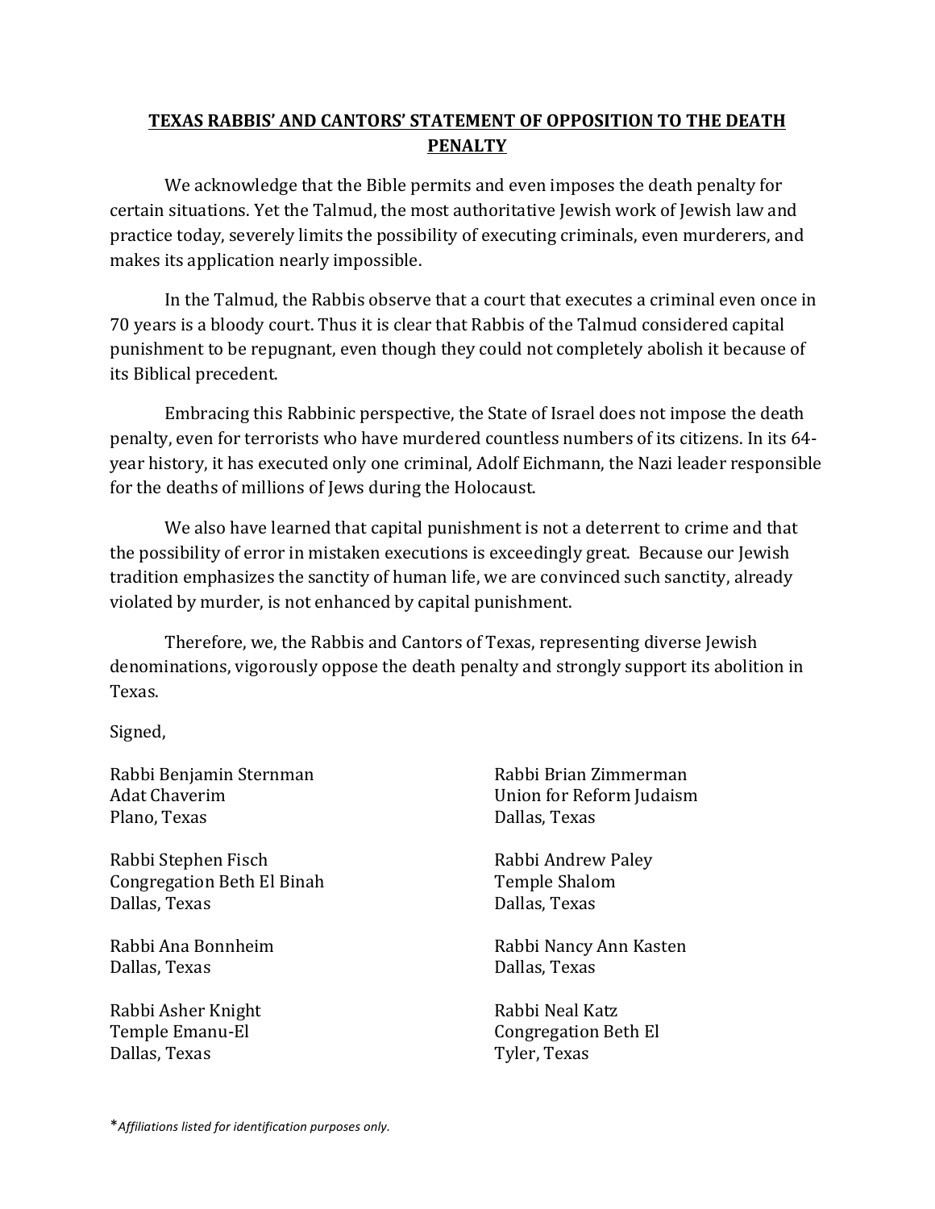## TEXAS RABBIS' AND CANTORS' STATEMENT OF OPPOSITION TO THE DEATH PENALTY

We acknowledge that the Bible permits and even imposes the death penalty for certain situations. Yet the Talmud, the most authoritative Jewish work of Jewish law and practice today, severely limits the possibility of executing criminals, even murderers, and makes its application nearly impossible.

In the Talmud, the Rabbis observe that a court that executes a criminal even once in 70 years is a bloody court. Thus it is clear that Rabbis of the Talmud considered capital punishment to be repugnant, even though they could not completely abolish it because of its Biblical precedent.

Embracing this Rabbinic perspective, the State of Israel does not impose the death penalty, even for terrorists who have murdered countless numbers of its citizens. In its 64-year history, it has executed only one criminal, Adolf Eichmann, the Nazi leader responsible for the deaths of millions of Jews during the Holocaust.

We also have learned that capital punishment is not a deterrent to crime and that the possibility of error in mistaken executions is exceedingly great. Because our Jewish tradition emphasizes the sanctity of human life, we are convinced such sanctity, already violated by murder, is not enhanced by capital punishment.

Therefore, we, the Rabbis and Cantors of Texas, representing diverse Jewish denominations, vigorously oppose the death penalty and strongly support its abolition in Texas.

Signed,

Rabbi Benjamin Sternman
Adat Chaverim
Plano, Texas

Rabbi Stephen Fisch
Congregation Beth El Binah
Dallas, Texas

Rabbi Ana Bonnheim
Dallas, Texas

Rabbi Asher Knight
Temple Emanu-El
Dallas, Texas

Rabbi Brian Zimmerman
Union for Reform Judaism
Dallas, Texas

Rabbi Andrew Paley
Temple Shalom
Dallas, Texas

Rabbi Nancy Ann Kasten
Dallas, Texas

Rabbi Neal Katz
Congregation Beth El
Tyler, Texas

**Affiliations listed for identification purposes only.*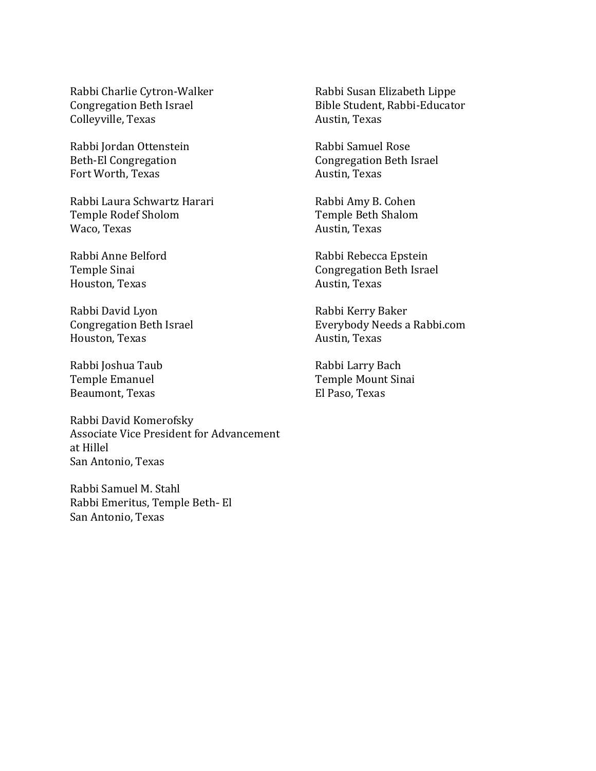Rabbi Charlie Cytron-Walker
Congregation Beth Israel
Colleyville, Texas

Rabbi Jordan Ottenstein
Beth-El Congregation
Fort Worth, Texas

Rabbi Laura Schwartz Harari
Temple Rodef Sholom
Waco, Texas

Rabbi Anne Belford
Temple Sinai
Houston, Texas

Rabbi David Lyon
Congregation Beth Israel
Houston, Texas

Rabbi Joshua Taub
Temple Emanuel
Beaumont, Texas

Rabbi David Komerofsky
Associate Vice President for Advancement at Hillel
San Antonio, Texas

Rabbi Samuel M. Stahl
Rabbi Emeritus, Temple Beth- El
San Antonio, Texas

Rabbi Susan Elizabeth Lippe
Bible Student, Rabbi-Educator
Austin, Texas

Rabbi Samuel Rose
Congregation Beth Israel
Austin, Texas

Rabbi Amy B. Cohen
Temple Beth Shalom
Austin, Texas

Rabbi Rebecca Epstein
Congregation Beth Israel
Austin, Texas

Rabbi Kerry Baker
Everybody Needs a Rabbi.com
Austin, Texas

Rabbi Larry Bach
Temple Mount Sinai
El Paso, Texas